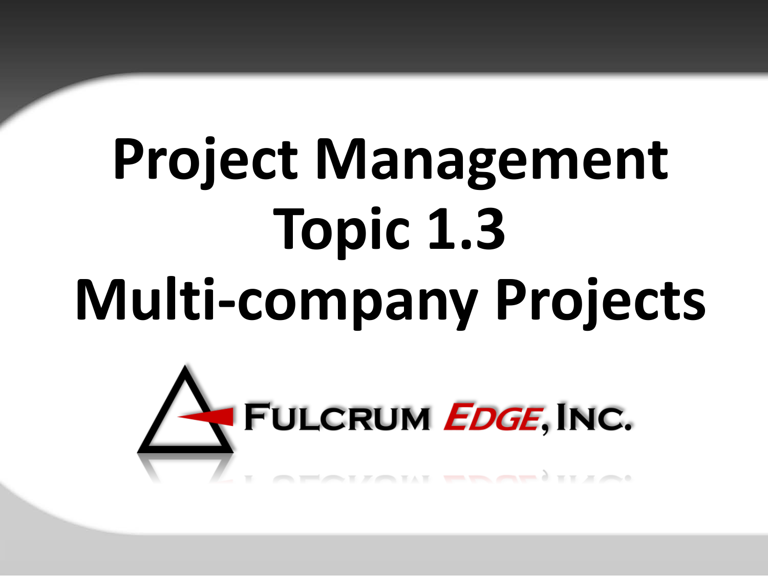# Project Management Topic 1.3 Multi-company Projects

FULCRUM EDGE, INC.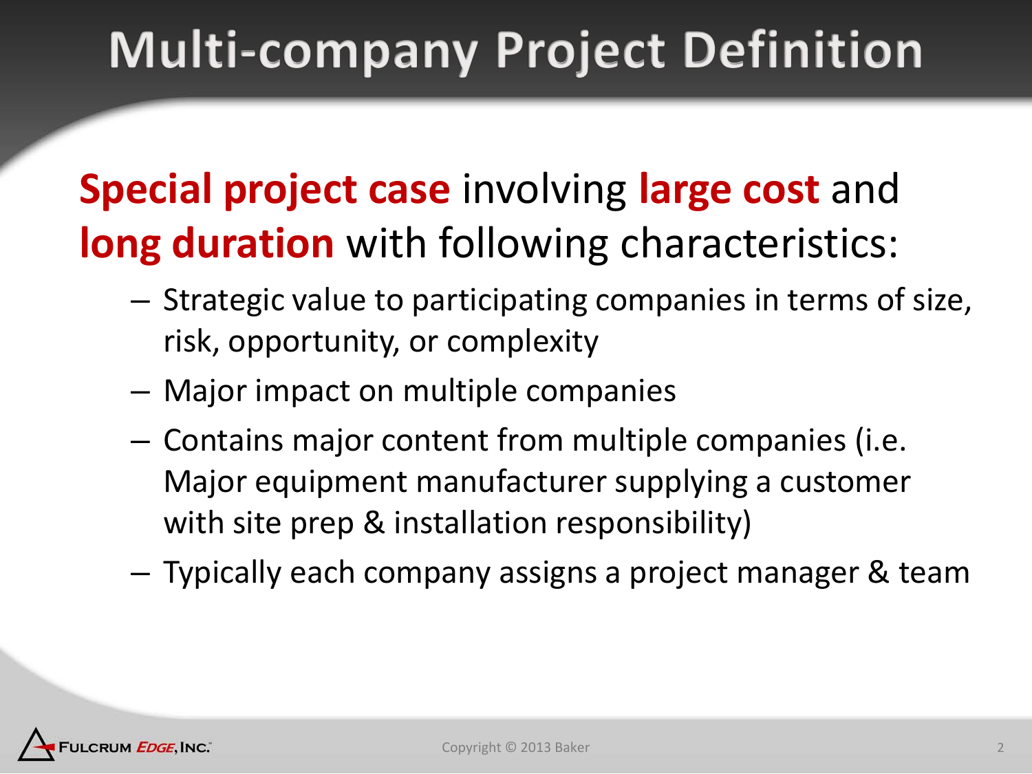# Multi-company Project Definition

**Special project case** involving **large cost** and **long duration** with following characteristics:

- Strategic value to participating companies in terms of size, risk, opportunity, or complexity
- Major impact on multiple companies
- Contains major content from multiple companies (i.e. Major equipment manufacturer supplying a customer with site prep & installation responsibility)
- Typically each company assigns a project manager & team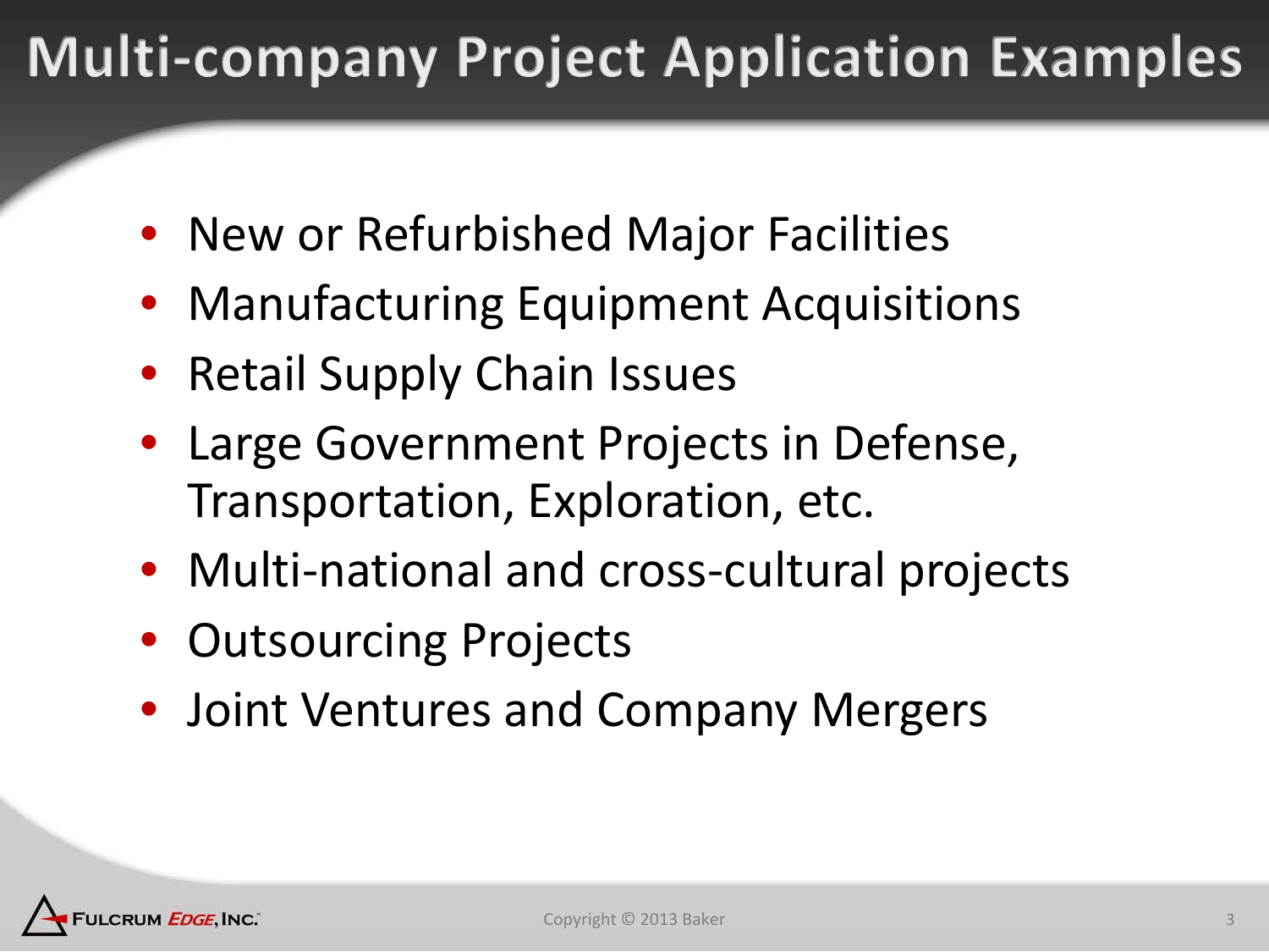# Multi-company Project Application Examples

- New or Refurbished Major Facilities
- Manufacturing Equipment Acquisitions
- Retail Supply Chain Issues
- Large Government Projects in Defense, Transportation, Exploration, etc.
- Multi-national and cross-cultural projects
- Outsourcing Projects
- Joint Ventures and Company Mergers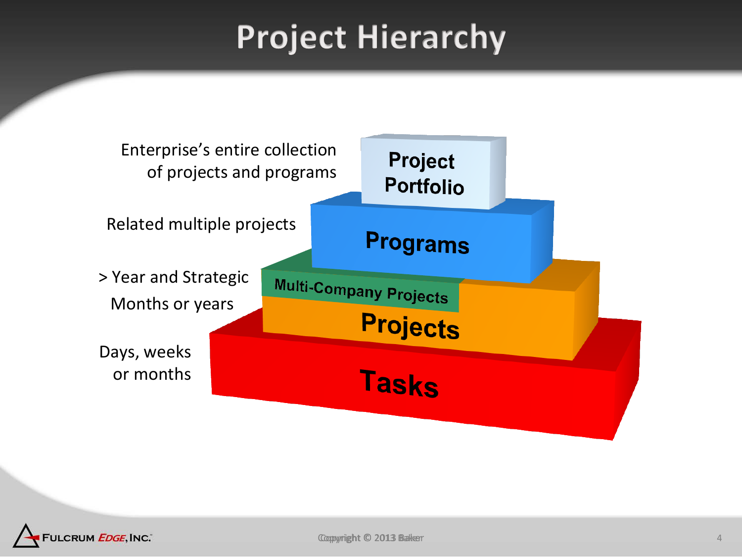# Project Hierarchy

Enterprise's entire collection of projects and programs

Related multiple projects

> Year and Strategic

Months or years

Days, weeks or months

Project Portfolio

Programs

Multi-Company Projects

Projects

Tasks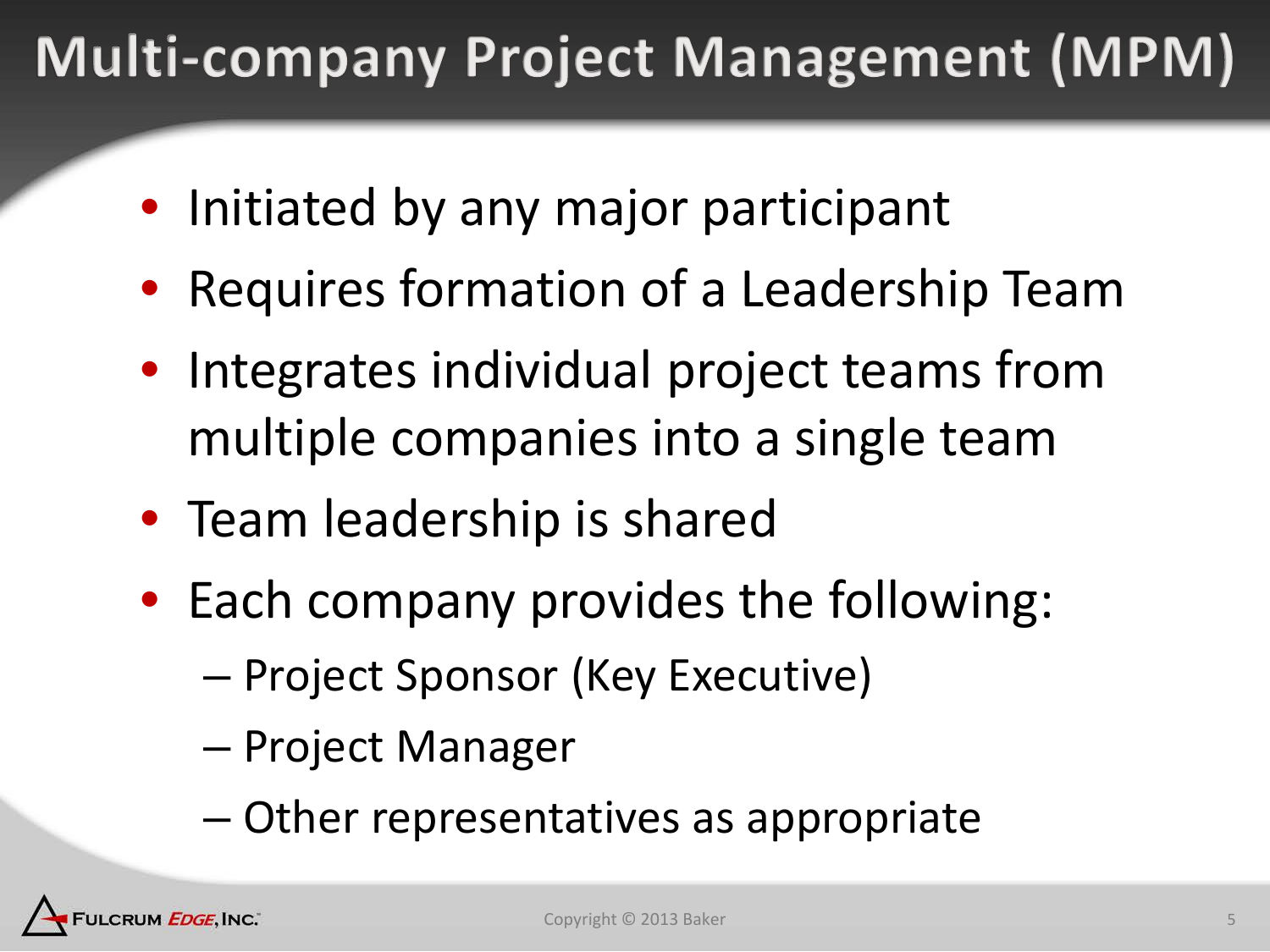# Multi-company Project Management (MPM)

- Initiated by any major participant
- Requires formation of a Leadership Team
- Integrates individual project teams from multiple companies into a single team
- Team leadership is shared
- Each company provides the following:
  - Project Sponsor (Key Executive)
  - Project Manager
  - Other representatives as appropriate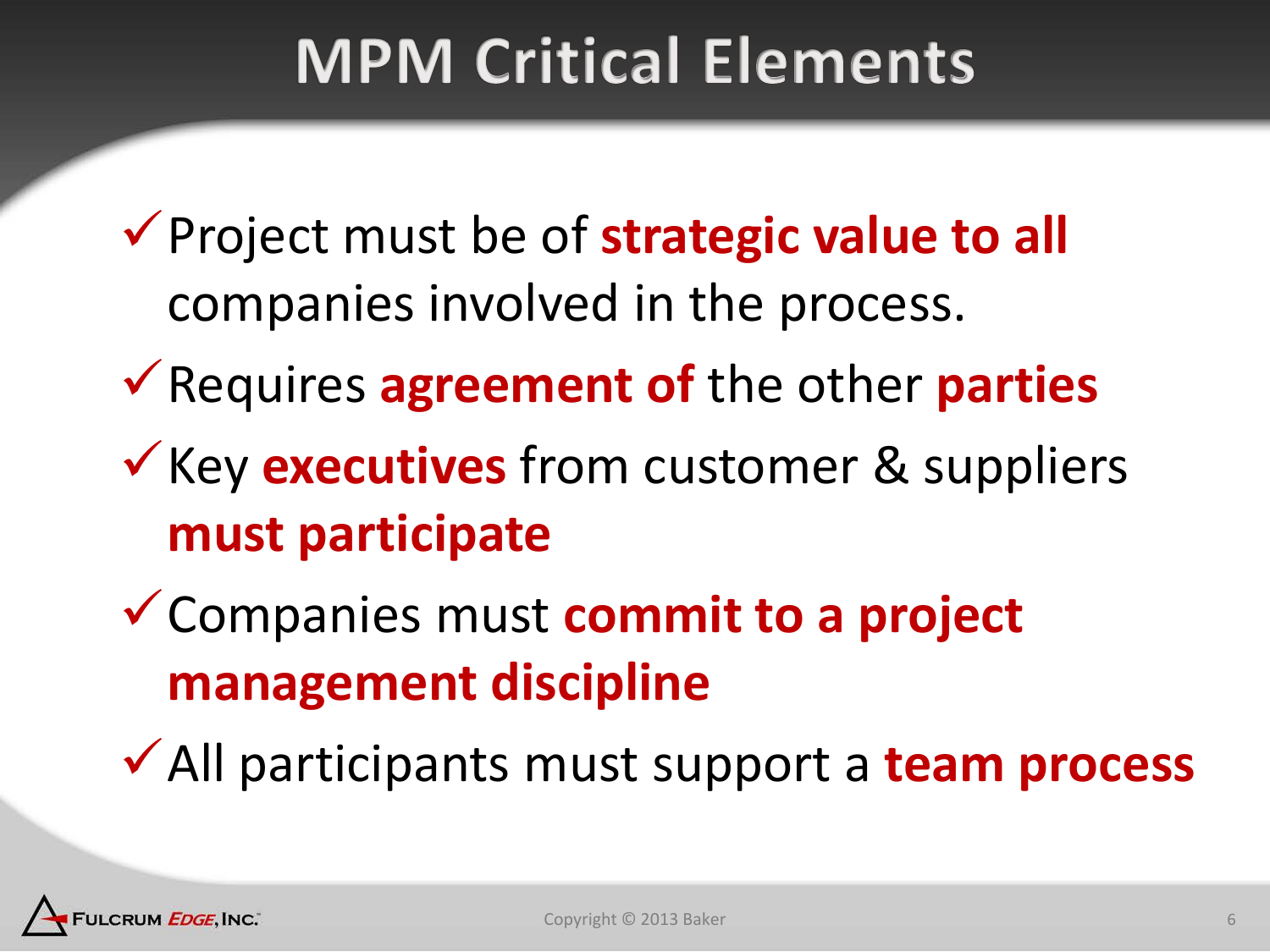# MPM Critical Elements

- ✓ Project must be of **strategic value to all** companies involved in the process.
- ✓ Requires **agreement of** the other **parties**
- ✓ Key **executives** from customer & suppliers **must participate**
- ✓ Companies must **commit to a project management discipline**
- ✓ All participants must support a **team process**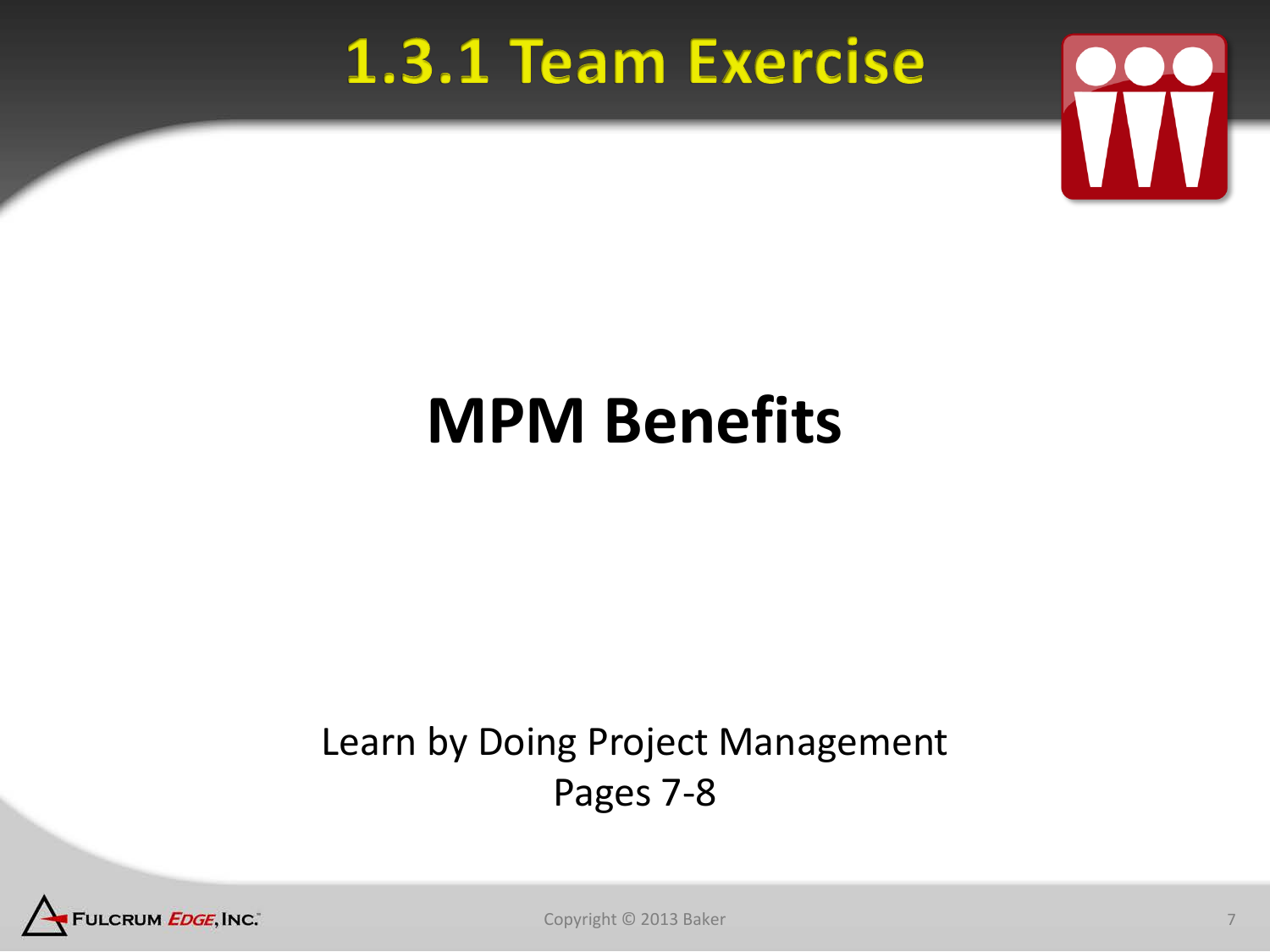# 1.3.1 Team Exercise

## MPM Benefits

Learn by Doing Project Management
Pages 7-8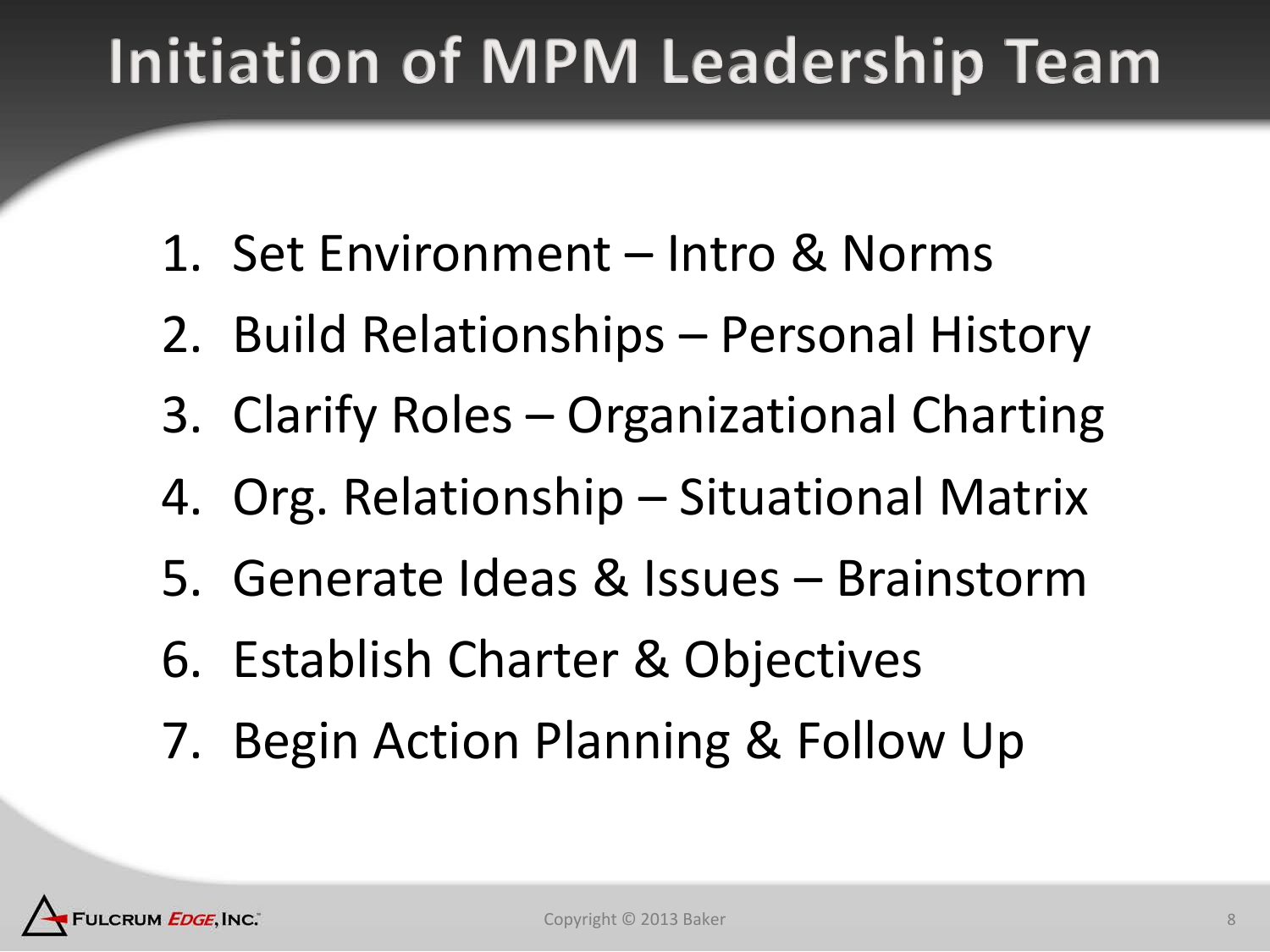# Initiation of MPM Leadership Team

1. Set Environment – Intro & Norms
2. Build Relationships – Personal History
3. Clarify Roles – Organizational Charting
4. Org. Relationship – Situational Matrix
5. Generate Ideas & Issues – Brainstorm
6. Establish Charter & Objectives
7. Begin Action Planning & Follow Up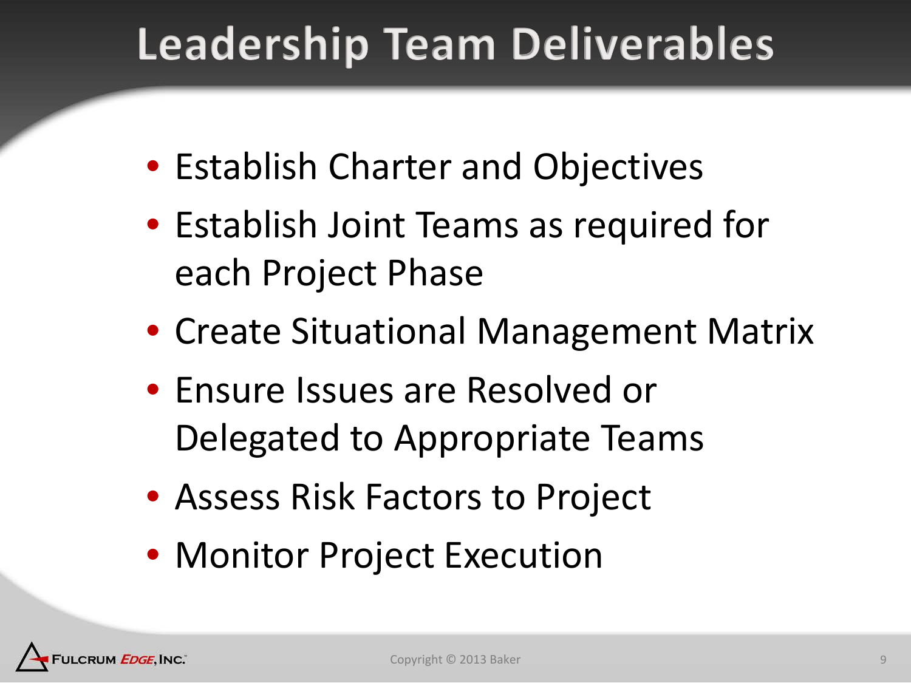# Leadership Team Deliverables

- Establish Charter and Objectives
- Establish Joint Teams as required for each Project Phase
- Create Situational Management Matrix
- Ensure Issues are Resolved or Delegated to Appropriate Teams
- Assess Risk Factors to Project
- Monitor Project Execution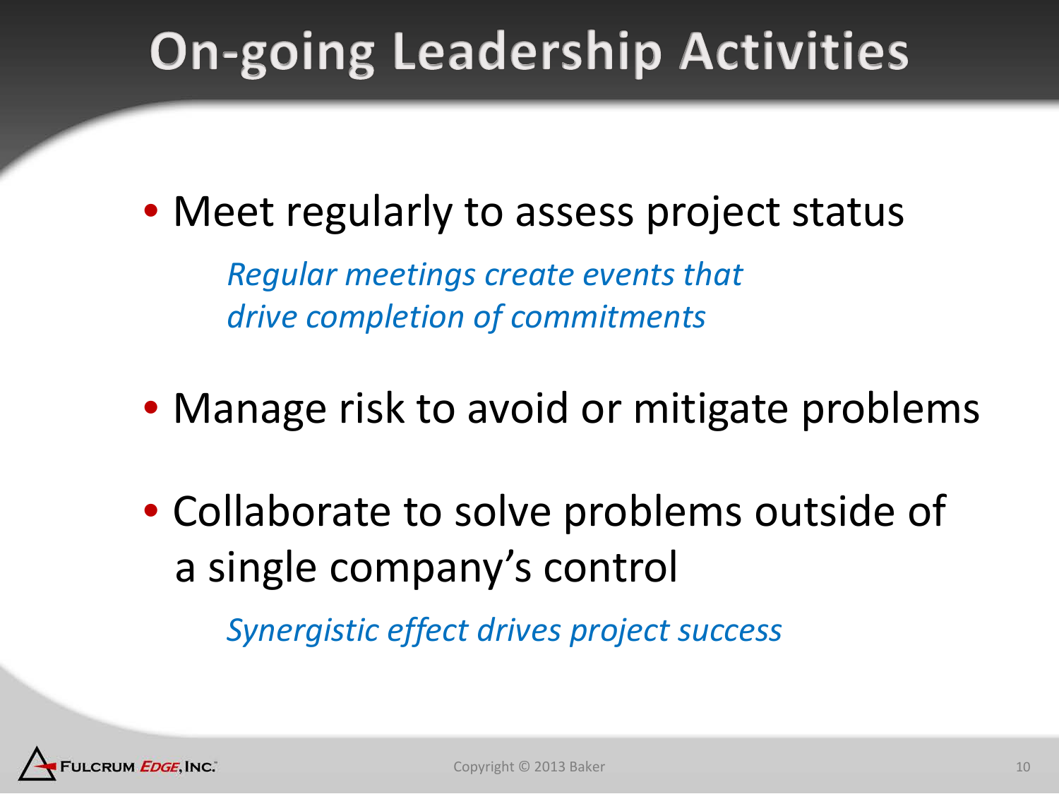# On-going Leadership Activities

- Meet regularly to assess project status

  *Regular meetings create events that drive completion of commitments*

- Manage risk to avoid or mitigate problems

- Collaborate to solve problems outside of a single company's control

  *Synergistic effect drives project success*